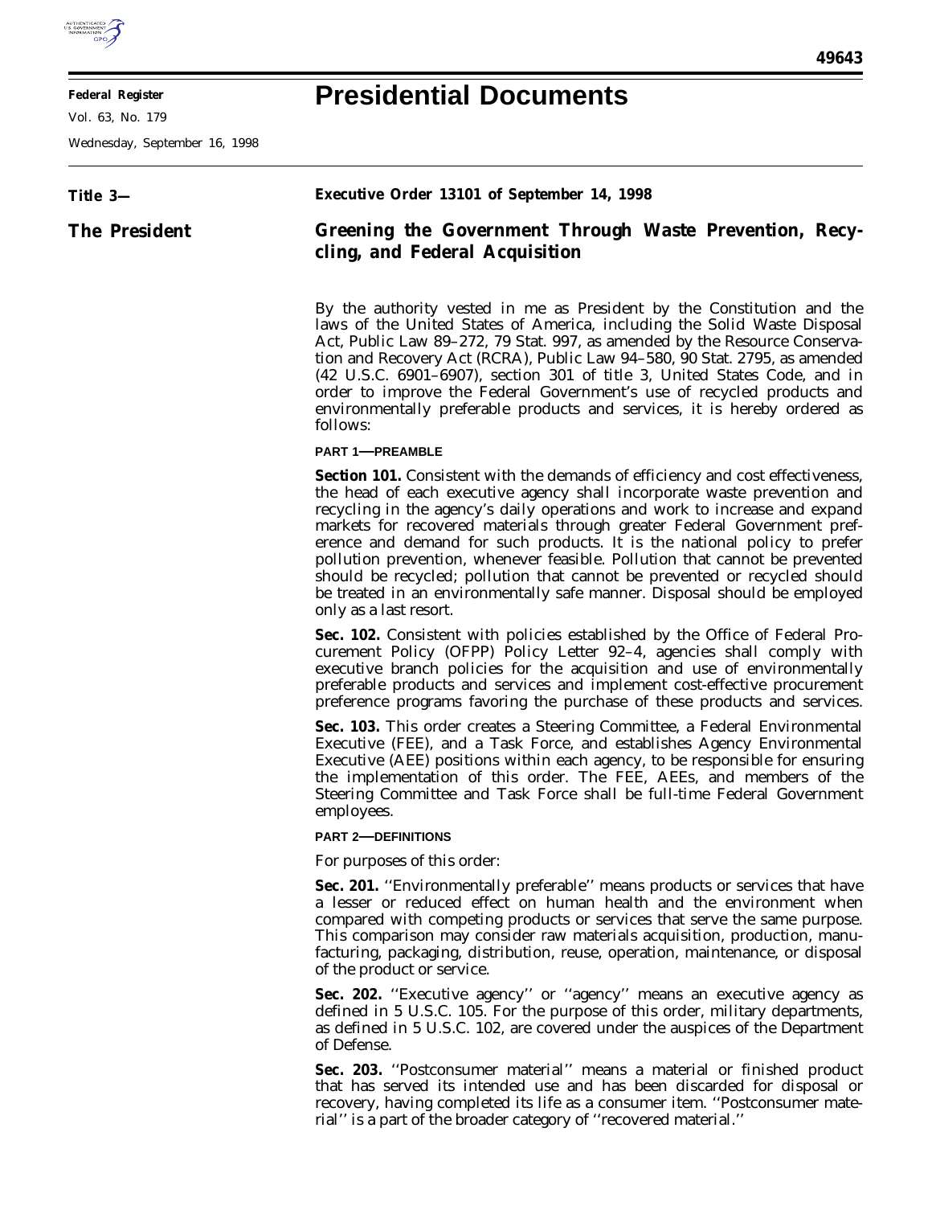**Federal Register**

Vol. 63, No. 179

Wednesday, September 16, 1998

# Presidential Documents

**Title 3—**

**The President**

**Executive Order 13101 of September 14, 1998**

## Greening the Government Through Waste Prevention, Recycling, and Federal Acquisition

By the authority vested in me as President by the Constitution and the laws of the United States of America, including the Solid Waste Disposal Act, Public Law 89–272, 79 Stat. 997, as amended by the Resource Conservation and Recovery Act (RCRA), Public Law 94–580, 90 Stat. 2795, as amended (42 U.S.C. 6901–6907), section 301 of title 3, United States Code, and in order to improve the Federal Government's use of recycled products and environmentally preferable products and services, it is hereby ordered as follows:

### PART 1—PREAMBLE

**Section 101.** Consistent with the demands of efficiency and cost effectiveness, the head of each executive agency shall incorporate waste prevention and recycling in the agency's daily operations and work to increase and expand markets for recovered materials through greater Federal Government preference and demand for such products. It is the national policy to prefer pollution prevention, whenever feasible. Pollution that cannot be prevented should be recycled; pollution that cannot be prevented or recycled should be treated in an environmentally safe manner. Disposal should be employed only as a last resort.

**Sec. 102.** Consistent with policies established by the Office of Federal Procurement Policy (OFPP) Policy Letter 92–4, agencies shall comply with executive branch policies for the acquisition and use of environmentally preferable products and services and implement cost-effective procurement preference programs favoring the purchase of these products and services.

**Sec. 103.** This order creates a Steering Committee, a Federal Environmental Executive (FEE), and a Task Force, and establishes Agency Environmental Executive (AEE) positions within each agency, to be responsible for ensuring the implementation of this order. The FEE, AEEs, and members of the Steering Committee and Task Force shall be full-time Federal Government employees.

### PART 2—DEFINITIONS

For purposes of this order:

**Sec. 201.** ''Environmentally preferable'' means products or services that have a lesser or reduced effect on human health and the environment when compared with competing products or services that serve the same purpose. This comparison may consider raw materials acquisition, production, manufacturing, packaging, distribution, reuse, operation, maintenance, or disposal of the product or service.

**Sec. 202.** ''Executive agency'' or ''agency'' means an executive agency as defined in 5 U.S.C. 105. For the purpose of this order, military departments, as defined in 5 U.S.C. 102, are covered under the auspices of the Department of Defense.

**Sec. 203.** ''Postconsumer material'' means a material or finished product that has served its intended use and has been discarded for disposal or recovery, having completed its life as a consumer item. ''Postconsumer material'' is a part of the broader category of ''recovered material.''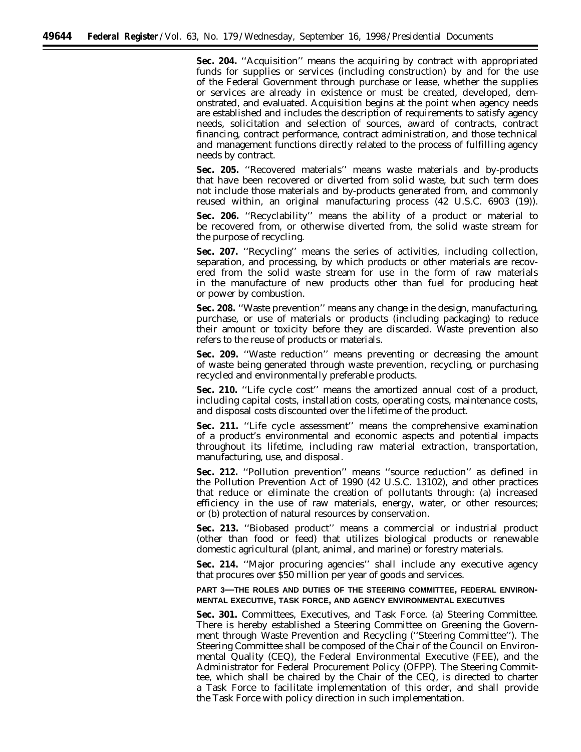**Sec. 204.** ''Acquisition'' means the acquiring by contract with appropriated funds for supplies or services (including construction) by and for the use of the Federal Government through purchase or lease, whether the supplies or services are already in existence or must be created, developed, demonstrated, and evaluated. Acquisition begins at the point when agency needs are established and includes the description of requirements to satisfy agency needs, solicitation and selection of sources, award of contracts, contract financing, contract performance, contract administration, and those technical and management functions directly related to the process of fulfilling agency needs by contract.

**Sec. 205.** ''Recovered materials'' means waste materials and by-products that have been recovered or diverted from solid waste, but such term does not include those materials and by-products generated from, and commonly reused within, an original manufacturing process (42 U.S.C. 6903 (19)).

**Sec. 206.** ''Recyclability'' means the ability of a product or material to be recovered from, or otherwise diverted from, the solid waste stream for the purpose of recycling.

**Sec. 207.** ''Recycling'' means the series of activities, including collection, separation, and processing, by which products or other materials are recovered from the solid waste stream for use in the form of raw materials in the manufacture of new products other than fuel for producing heat or power by combustion.

**Sec. 208.** ''Waste prevention'' means any change in the design, manufacturing, purchase, or use of materials or products (including packaging) to reduce their amount or toxicity before they are discarded. Waste prevention also refers to the reuse of products or materials.

**Sec. 209.** ''Waste reduction'' means preventing or decreasing the amount of waste being generated through waste prevention, recycling, or purchasing recycled and environmentally preferable products.

**Sec. 210.** ''Life cycle cost'' means the amortized annual cost of a product, including capital costs, installation costs, operating costs, maintenance costs, and disposal costs discounted over the lifetime of the product.

**Sec. 211.** ''Life cycle assessment'' means the comprehensive examination of a product's environmental and economic aspects and potential impacts throughout its lifetime, including raw material extraction, transportation, manufacturing, use, and disposal.

**Sec. 212.** ''Pollution prevention'' means ''source reduction'' as defined in the Pollution Prevention Act of 1990 (42 U.S.C. 13102), and other practices that reduce or eliminate the creation of pollutants through: (a) increased efficiency in the use of raw materials, energy, water, or other resources; or (b) protection of natural resources by conservation.

**Sec. 213.** ''Biobased product'' means a commercial or industrial product (other than food or feed) that utilizes biological products or renewable domestic agricultural (plant, animal, and marine) or forestry materials.

**Sec. 214.** ''Major procuring agencies'' shall include any executive agency that procures over $50 million per year of goods and services.

**PART 3—THE ROLES AND DUTIES OF THE STEERING COMMITTEE, FEDERAL ENVIRONMENTAL EXECUTIVE, TASK FORCE, AND AGENCY ENVIRONMENTAL EXECUTIVES**

**Sec. 301.** Committees, Executives, and Task Force. (a) Steering Committee. There is hereby established a Steering Committee on Greening the Government through Waste Prevention and Recycling (''Steering Committee''). The Steering Committee shall be composed of the Chair of the Council on Environmental Quality (CEQ), the Federal Environmental Executive (FEE), and the Administrator for Federal Procurement Policy (OFPP). The Steering Committee, which shall be chaired by the Chair of the CEQ, is directed to charter a Task Force to facilitate implementation of this order, and shall provide the Task Force with policy direction in such implementation.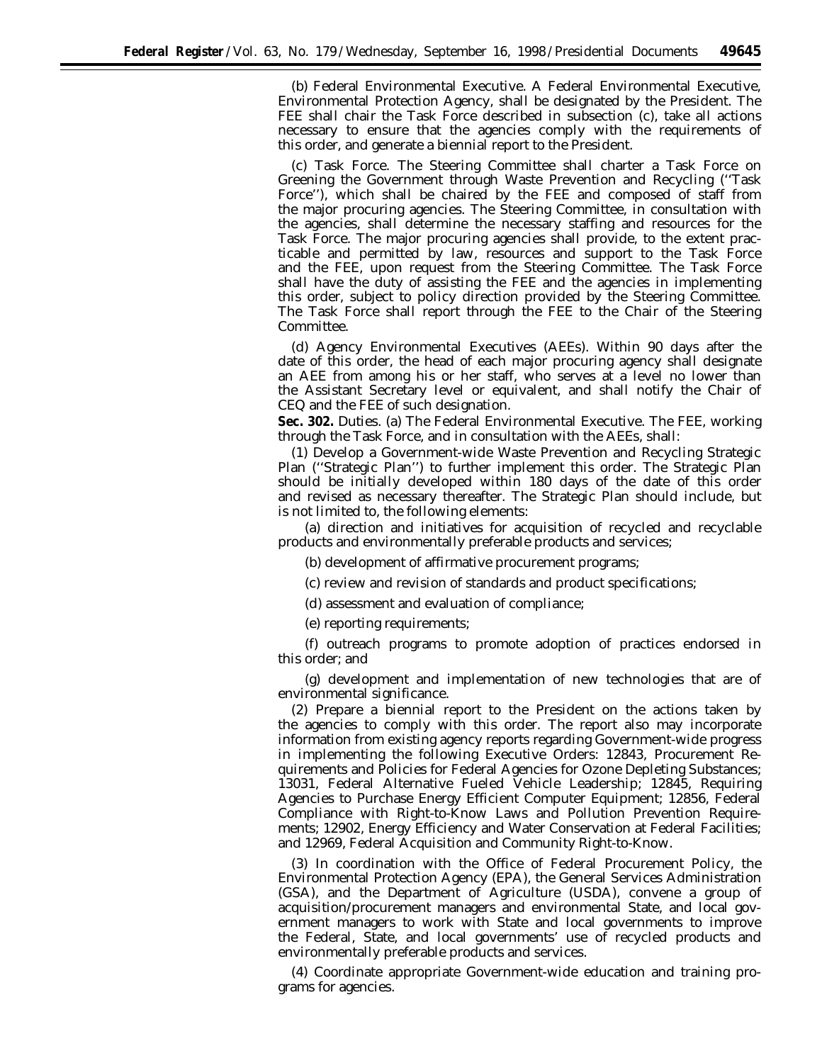(b) *Federal Environmental Executive.* A Federal Environmental Executive, Environmental Protection Agency, shall be designated by the President. The FEE shall chair the Task Force described in subsection (c), take all actions necessary to ensure that the agencies comply with the requirements of this order, and generate a biennial report to the President.

(c) *Task Force.* The Steering Committee shall charter a Task Force on Greening the Government through Waste Prevention and Recycling (''Task Force''), which shall be chaired by the FEE and composed of staff from the major procuring agencies. The Steering Committee, in consultation with the agencies, shall determine the necessary staffing and resources for the Task Force. The major procuring agencies shall provide, to the extent practicable and permitted by law, resources and support to the Task Force and the FEE, upon request from the Steering Committee. The Task Force shall have the duty of assisting the FEE and the agencies in implementing this order, subject to policy direction provided by the Steering Committee. The Task Force shall report through the FEE to the Chair of the Steering Committee.

(d) *Agency Environmental Executives (AEEs).* Within 90 days after the date of this order, the head of each major procuring agency shall designate an AEE from among his or her staff, who serves at a level no lower than the Assistant Secretary level or equivalent, and shall notify the Chair of CEQ and the FEE of such designation.

**Sec. 302.** *Duties.* (a) *The Federal Environmental Executive.* The FEE, working through the Task Force, and in consultation with the AEEs, shall:

(1) Develop a Government-wide Waste Prevention and Recycling Strategic Plan (''Strategic Plan'') to further implement this order. The Strategic Plan should be initially developed within 180 days of the date of this order and revised as necessary thereafter. The Strategic Plan should include, but is not limited to, the following elements:

(a) direction and initiatives for acquisition of recycled and recyclable products and environmentally preferable products and services;

(b) development of affirmative procurement programs;

(c) review and revision of standards and product specifications;

(d) assessment and evaluation of compliance;

(e) reporting requirements;

(f) outreach programs to promote adoption of practices endorsed in this order; and

(g) development and implementation of new technologies that are of environmental significance.

(2) Prepare a biennial report to the President on the actions taken by the agencies to comply with this order. The report also may incorporate information from existing agency reports regarding Government-wide progress in implementing the following Executive Orders: 12843, Procurement Requirements and Policies for Federal Agencies for Ozone Depleting Substances; 13031, Federal Alternative Fueled Vehicle Leadership; 12845, Requiring Agencies to Purchase Energy Efficient Computer Equipment; 12856, Federal Compliance with Right-to-Know Laws and Pollution Prevention Requirements; 12902, Energy Efficiency and Water Conservation at Federal Facilities; and 12969, Federal Acquisition and Community Right-to-Know.

(3) In coordination with the Office of Federal Procurement Policy, the Environmental Protection Agency (EPA), the General Services Administration (GSA), and the Department of Agriculture (USDA), convene a group of acquisition/procurement managers and environmental State, and local government managers to work with State and local governments to improve the Federal, State, and local governments' use of recycled products and environmentally preferable products and services.

(4) Coordinate appropriate Government-wide education and training programs for agencies.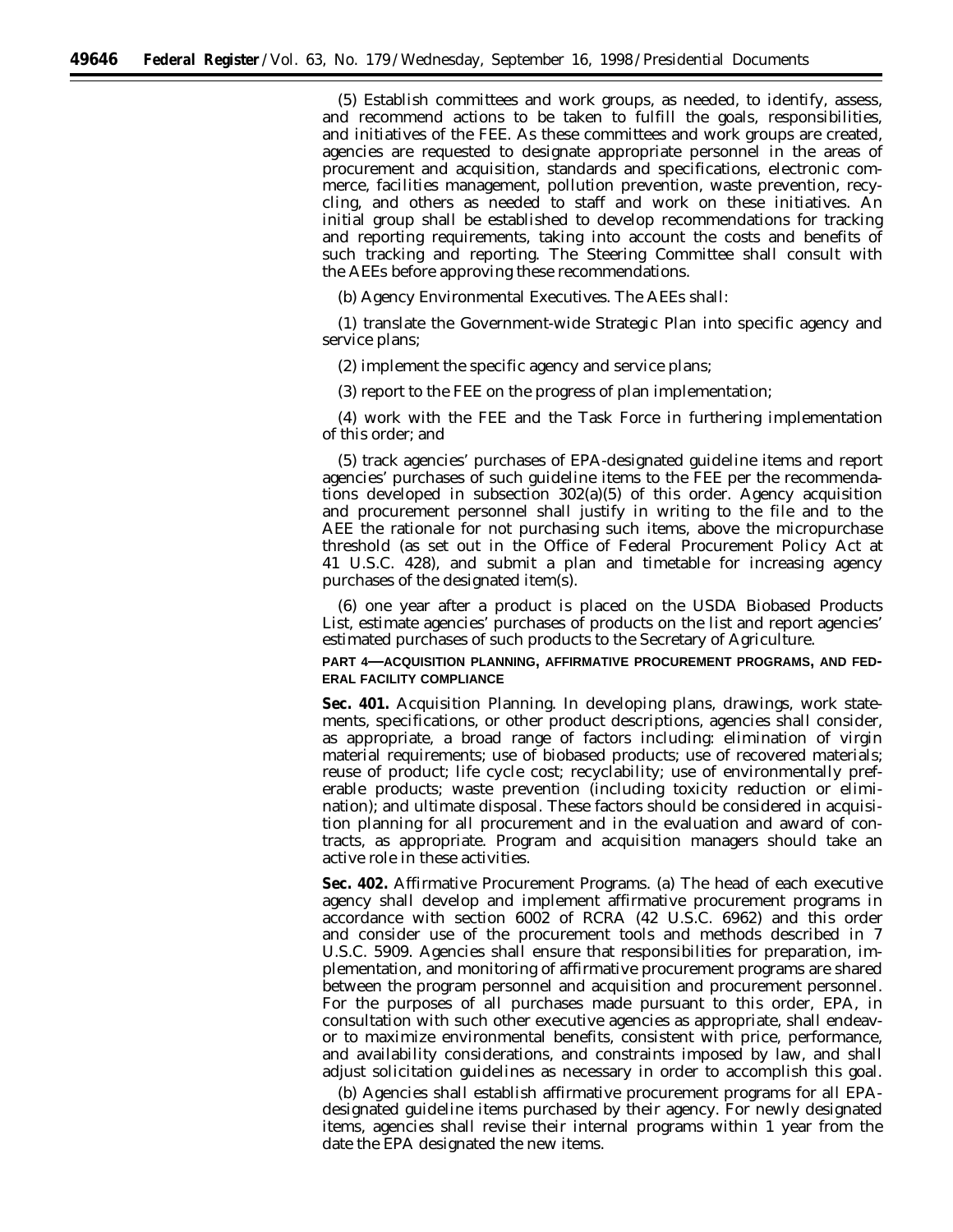(5) Establish committees and work groups, as needed, to identify, assess, and recommend actions to be taken to fulfill the goals, responsibilities, and initiatives of the FEE. As these committees and work groups are created, agencies are requested to designate appropriate personnel in the areas of procurement and acquisition, standards and specifications, electronic commerce, facilities management, pollution prevention, waste prevention, recycling, and others as needed to staff and work on these initiatives. An initial group shall be established to develop recommendations for tracking and reporting requirements, taking into account the costs and benefits of such tracking and reporting. The Steering Committee shall consult with the AEEs before approving these recommendations.

(b) *Agency Environmental Executives.* The AEEs shall:

(1) translate the Government-wide Strategic Plan into specific agency and service plans;

(2) implement the specific agency and service plans;

(3) report to the FEE on the progress of plan implementation;

(4) work with the FEE and the Task Force in furthering implementation of this order; and

(5) track agencies' purchases of EPA-designated guideline items and report agencies' purchases of such guideline items to the FEE per the recommendations developed in subsection 302(a)(5) of this order. Agency acquisition and procurement personnel shall justify in writing to the file and to the AEE the rationale for not purchasing such items, above the micropurchase threshold (as set out in the Office of Federal Procurement Policy Act at 41 U.S.C. 428), and submit a plan and timetable for increasing agency purchases of the designated item(s).

(6) one year after a product is placed on the USDA Biobased Products List, estimate agencies' purchases of products on the list and report agencies' estimated purchases of such products to the Secretary of Agriculture.

**PART 4—ACQUISITION PLANNING, AFFIRMATIVE PROCUREMENT PROGRAMS, AND FEDERAL FACILITY COMPLIANCE**

**Sec. 401.** *Acquisition Planning.* In developing plans, drawings, work statements, specifications, or other product descriptions, agencies shall consider, as appropriate, a broad range of factors including: elimination of virgin material requirements; use of biobased products; use of recovered materials; reuse of product; life cycle cost; recyclability; use of environmentally preferable products; waste prevention (including toxicity reduction or elimination); and ultimate disposal. These factors should be considered in acquisition planning for all procurement and in the evaluation and award of contracts, as appropriate. Program and acquisition managers should take an active role in these activities.

**Sec. 402.** *Affirmative Procurement Programs.* (a) The head of each executive agency shall develop and implement affirmative procurement programs in accordance with section 6002 of RCRA (42 U.S.C. 6962) and this order and consider use of the procurement tools and methods described in 7 U.S.C. 5909. Agencies shall ensure that responsibilities for preparation, implementation, and monitoring of affirmative procurement programs are shared between the program personnel and acquisition and procurement personnel. For the purposes of all purchases made pursuant to this order, EPA, in consultation with such other executive agencies as appropriate, shall endeavor to maximize environmental benefits, consistent with price, performance, and availability considerations, and constraints imposed by law, and shall adjust solicitation guidelines as necessary in order to accomplish this goal.

(b) Agencies shall establish affirmative procurement programs for all EPA-designated guideline items purchased by their agency. For newly designated items, agencies shall revise their internal programs within 1 year from the date the EPA designated the new items.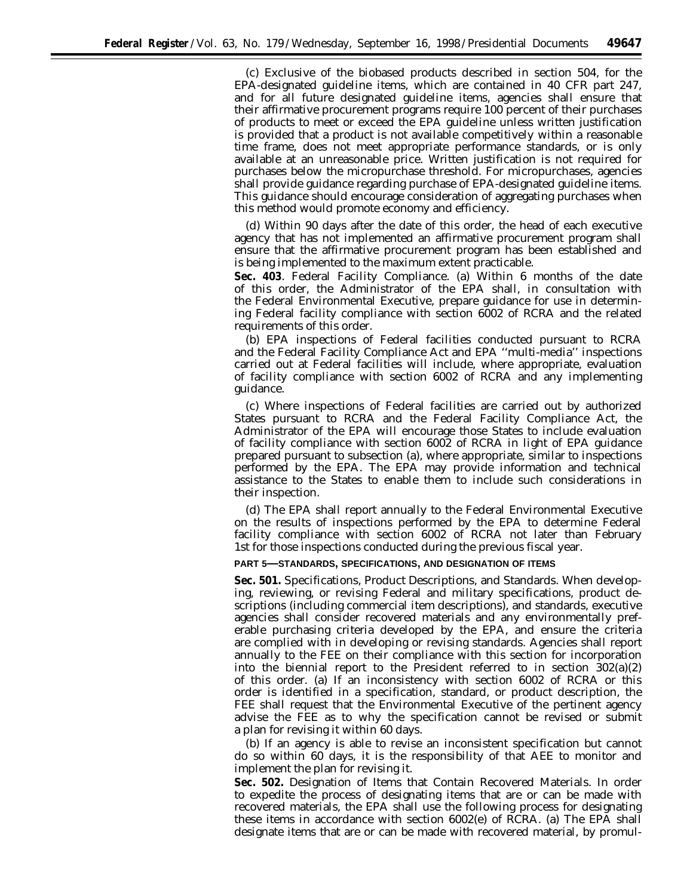(c) Exclusive of the biobased products described in section 504, for the EPA-designated guideline items, which are contained in 40 CFR part 247, and for all future designated guideline items, agencies shall ensure that their affirmative procurement programs require 100 percent of their purchases of products to meet or exceed the EPA guideline unless written justification is provided that a product is not available competitively within a reasonable time frame, does not meet appropriate performance standards, or is only available at an unreasonable price. Written justification is not required for purchases below the micropurchase threshold. For micropurchases, agencies shall provide guidance regarding purchase of EPA-designated guideline items. This guidance should encourage consideration of aggregating purchases when this method would promote economy and efficiency.

(d) Within 90 days after the date of this order, the head of each executive agency that has not implemented an affirmative procurement program shall ensure that the affirmative procurement program has been established and is being implemented to the maximum extent practicable.

**Sec. 403**. Federal Facility Compliance. (a) Within 6 months of the date of this order, the Administrator of the EPA shall, in consultation with the Federal Environmental Executive, prepare guidance for use in determining Federal facility compliance with section 6002 of RCRA and the related requirements of this order.

(b) EPA inspections of Federal facilities conducted pursuant to RCRA and the Federal Facility Compliance Act and EPA ''multi-media'' inspections carried out at Federal facilities will include, where appropriate, evaluation of facility compliance with section 6002 of RCRA and any implementing guidance.

(c) Where inspections of Federal facilities are carried out by authorized States pursuant to RCRA and the Federal Facility Compliance Act, the Administrator of the EPA will encourage those States to include evaluation of facility compliance with section 6002 of RCRA in light of EPA guidance prepared pursuant to subsection (a), where appropriate, similar to inspections performed by the EPA. The EPA may provide information and technical assistance to the States to enable them to include such considerations in their inspection.

(d) The EPA shall report annually to the Federal Environmental Executive on the results of inspections performed by the EPA to determine Federal facility compliance with section 6002 of RCRA not later than February 1st for those inspections conducted during the previous fiscal year.

## PART 5—STANDARDS, SPECIFICATIONS, AND DESIGNATION OF ITEMS

**Sec. 501.** Specifications, Product Descriptions, and Standards. When developing, reviewing, or revising Federal and military specifications, product descriptions (including commercial item descriptions), and standards, executive agencies shall consider recovered materials and any environmentally preferable purchasing criteria developed by the EPA, and ensure the criteria are complied with in developing or revising standards. Agencies shall report annually to the FEE on their compliance with this section for incorporation into the biennial report to the President referred to in section 302(a)(2) of this order. (a) If an inconsistency with section 6002 of RCRA or this order is identified in a specification, standard, or product description, the FEE shall request that the Environmental Executive of the pertinent agency advise the FEE as to why the specification cannot be revised or submit a plan for revising it within 60 days.

(b) If an agency is able to revise an inconsistent specification but cannot do so within 60 days, it is the responsibility of that AEE to monitor and implement the plan for revising it.

**Sec. 502.** Designation of Items that Contain Recovered Materials. In order to expedite the process of designating items that are or can be made with recovered materials, the EPA shall use the following process for designating these items in accordance with section 6002(e) of RCRA. (a) The EPA shall designate items that are or can be made with recovered material, by promul-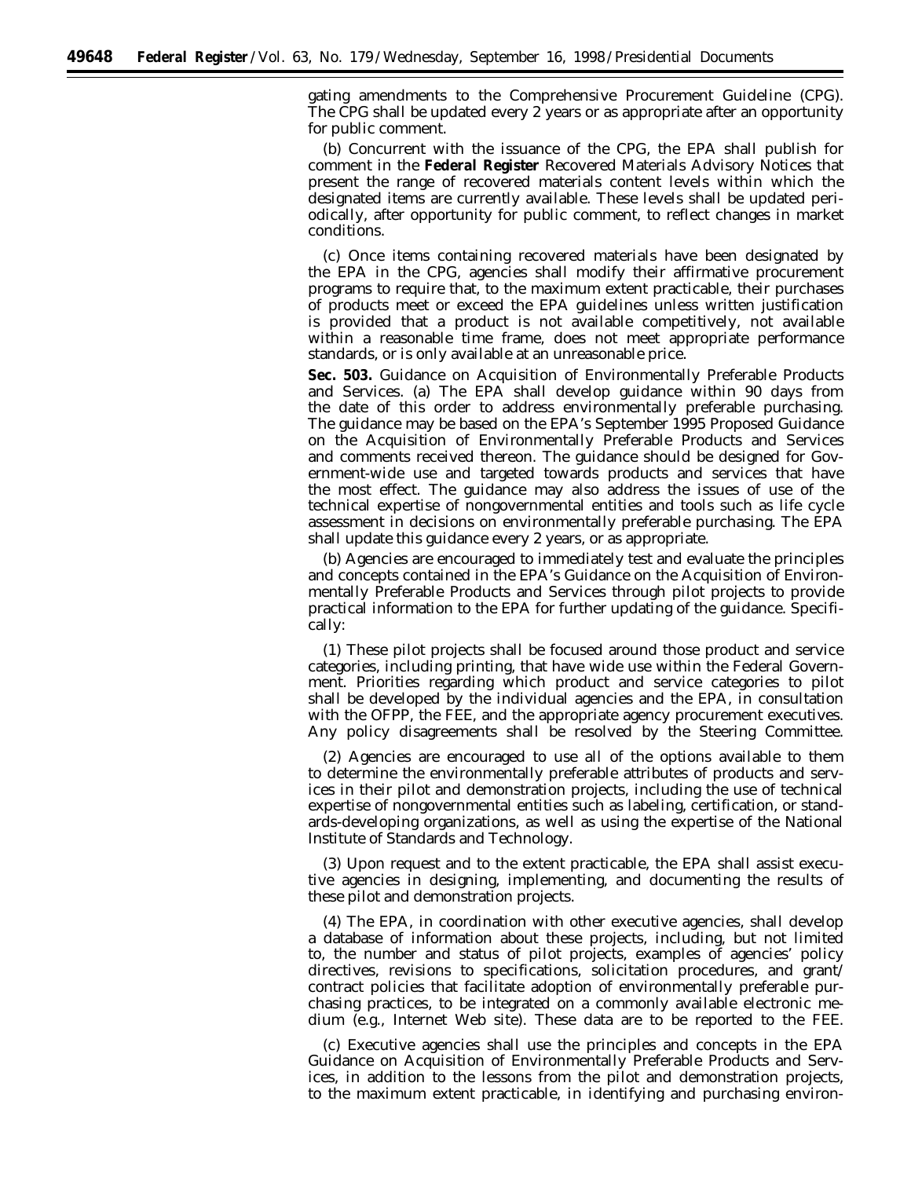gating amendments to the Comprehensive Procurement Guideline (CPG). The CPG shall be updated every 2 years or as appropriate after an opportunity for public comment.

(b) Concurrent with the issuance of the CPG, the EPA shall publish for comment in the **Federal Register** Recovered Materials Advisory Notices that present the range of recovered materials content levels within which the designated items are currently available. These levels shall be updated periodically, after opportunity for public comment, to reflect changes in market conditions.

(c) Once items containing recovered materials have been designated by the EPA in the CPG, agencies shall modify their affirmative procurement programs to require that, to the maximum extent practicable, their purchases of products meet or exceed the EPA guidelines unless written justification is provided that a product is not available competitively, not available within a reasonable time frame, does not meet appropriate performance standards, or is only available at an unreasonable price.

**Sec. 503.** Guidance on Acquisition of Environmentally Preferable Products and Services. (a) The EPA shall develop guidance within 90 days from the date of this order to address environmentally preferable purchasing. The guidance may be based on the EPA's September 1995 Proposed Guidance on the Acquisition of Environmentally Preferable Products and Services and comments received thereon. The guidance should be designed for Government-wide use and targeted towards products and services that have the most effect. The guidance may also address the issues of use of the technical expertise of nongovernmental entities and tools such as life cycle assessment in decisions on environmentally preferable purchasing. The EPA shall update this guidance every 2 years, or as appropriate.

(b) Agencies are encouraged to immediately test and evaluate the principles and concepts contained in the EPA's Guidance on the Acquisition of Environmentally Preferable Products and Services through pilot projects to provide practical information to the EPA for further updating of the guidance. Specifically:

(1) These pilot projects shall be focused around those product and service categories, including printing, that have wide use within the Federal Government. Priorities regarding which product and service categories to pilot shall be developed by the individual agencies and the EPA, in consultation with the OFPP, the FEE, and the appropriate agency procurement executives. Any policy disagreements shall be resolved by the Steering Committee.

(2) Agencies are encouraged to use all of the options available to them to determine the environmentally preferable attributes of products and services in their pilot and demonstration projects, including the use of technical expertise of nongovernmental entities such as labeling, certification, or standards-developing organizations, as well as using the expertise of the National Institute of Standards and Technology.

(3) Upon request and to the extent practicable, the EPA shall assist executive agencies in designing, implementing, and documenting the results of these pilot and demonstration projects.

(4) The EPA, in coordination with other executive agencies, shall develop a database of information about these projects, including, but not limited to, the number and status of pilot projects, examples of agencies' policy directives, revisions to specifications, solicitation procedures, and grant/contract policies that facilitate adoption of environmentally preferable purchasing practices, to be integrated on a commonly available electronic medium (e.g., Internet Web site). These data are to be reported to the FEE.

(c) Executive agencies shall use the principles and concepts in the EPA Guidance on Acquisition of Environmentally Preferable Products and Services, in addition to the lessons from the pilot and demonstration projects, to the maximum extent practicable, in identifying and purchasing environ-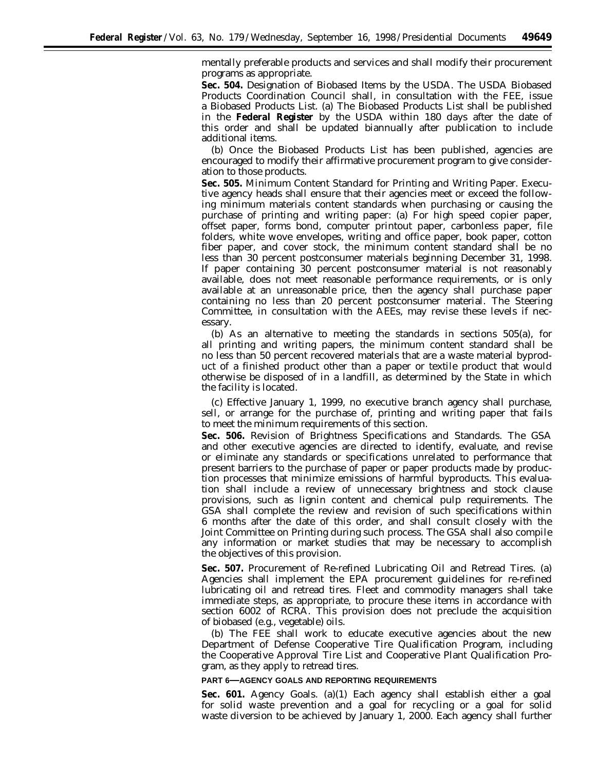mentally preferable products and services and shall modify their procurement programs as appropriate.

**Sec. 504.** Designation of Biobased Items by the USDA. The USDA Biobased Products Coordination Council shall, in consultation with the FEE, issue a Biobased Products List. (a) The Biobased Products List shall be published in the **Federal Register** by the USDA within 180 days after the date of this order and shall be updated biannually after publication to include additional items.

(b) Once the Biobased Products List has been published, agencies are encouraged to modify their affirmative procurement program to give consideration to those products.

**Sec. 505.** Minimum Content Standard for Printing and Writing Paper. Executive agency heads shall ensure that their agencies meet or exceed the following minimum materials content standards when purchasing or causing the purchase of printing and writing paper: (a) For high speed copier paper, offset paper, forms bond, computer printout paper, carbonless paper, file folders, white wove envelopes, writing and office paper, book paper, cotton fiber paper, and cover stock, the minimum content standard shall be no less than 30 percent postconsumer materials beginning December 31, 1998. If paper containing 30 percent postconsumer material is not reasonably available, does not meet reasonable performance requirements, or is only available at an unreasonable price, then the agency shall purchase paper containing no less than 20 percent postconsumer material. The Steering Committee, in consultation with the AEEs, may revise these levels if necessary.

(b) As an alternative to meeting the standards in sections 505(a), for all printing and writing papers, the minimum content standard shall be no less than 50 percent recovered materials that are a waste material byproduct of a finished product other than a paper or textile product that would otherwise be disposed of in a landfill, as determined by the State in which the facility is located.

(c) Effective January 1, 1999, no executive branch agency shall purchase, sell, or arrange for the purchase of, printing and writing paper that fails to meet the minimum requirements of this section.

**Sec. 506.** Revision of Brightness Specifications and Standards. The GSA and other executive agencies are directed to identify, evaluate, and revise or eliminate any standards or specifications unrelated to performance that present barriers to the purchase of paper or paper products made by production processes that minimize emissions of harmful byproducts. This evaluation shall include a review of unnecessary brightness and stock clause provisions, such as lignin content and chemical pulp requirements. The GSA shall complete the review and revision of such specifications within 6 months after the date of this order, and shall consult closely with the Joint Committee on Printing during such process. The GSA shall also compile any information or market studies that may be necessary to accomplish the objectives of this provision.

**Sec. 507.** Procurement of Re-refined Lubricating Oil and Retread Tires. (a) Agencies shall implement the EPA procurement guidelines for re-refined lubricating oil and retread tires. Fleet and commodity managers shall take immediate steps, as appropriate, to procure these items in accordance with section 6002 of RCRA. This provision does not preclude the acquisition of biobased (e.g., vegetable) oils.

(b) The FEE shall work to educate executive agencies about the new Department of Defense Cooperative Tire Qualification Program, including the Cooperative Approval Tire List and Cooperative Plant Qualification Program, as they apply to retread tires.

## PART 6—AGENCY GOALS AND REPORTING REQUIREMENTS

**Sec. 601.** Agency Goals. (a)(1) Each agency shall establish either a goal for solid waste prevention and a goal for recycling or a goal for solid waste diversion to be achieved by January 1, 2000. Each agency shall further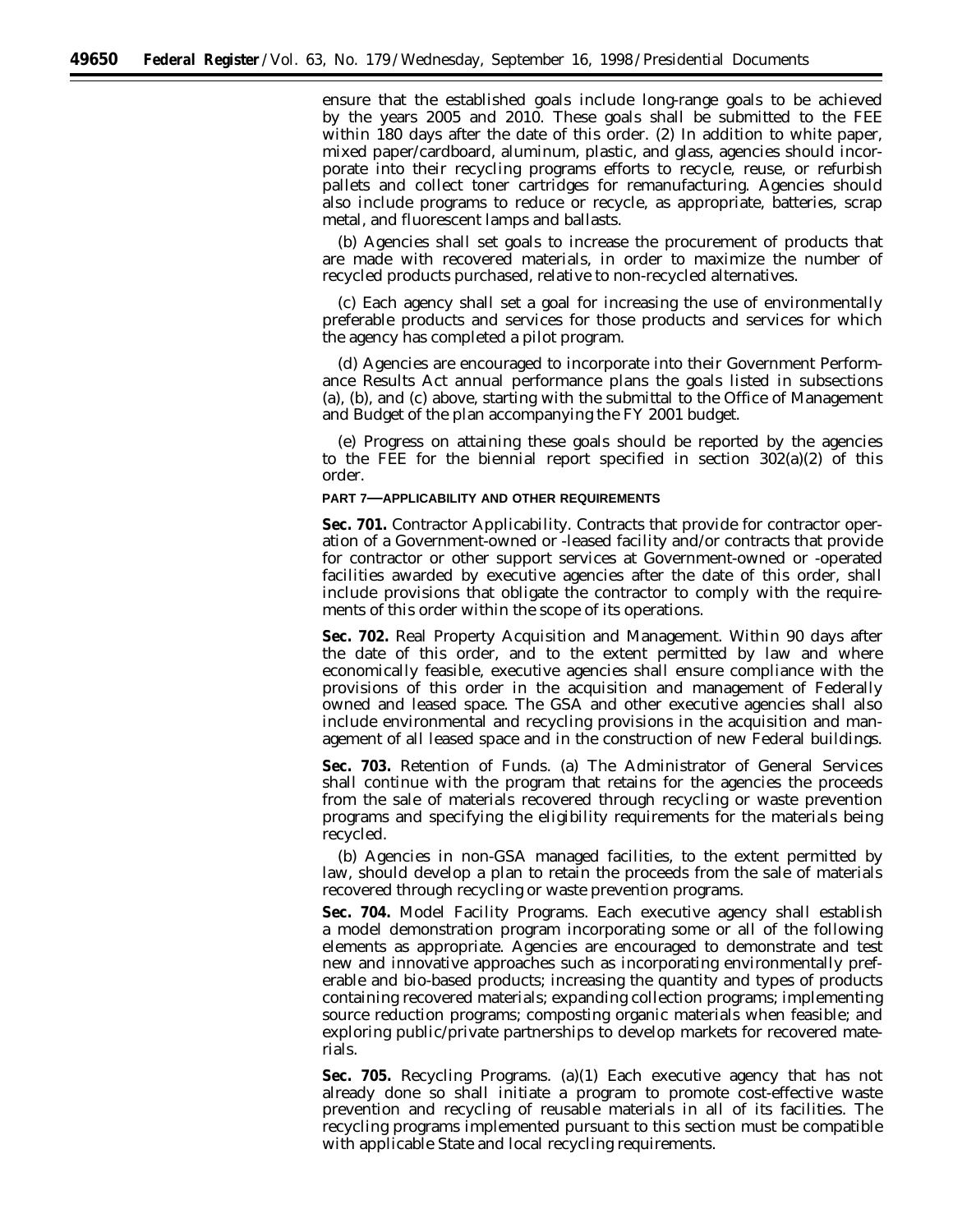ensure that the established goals include long-range goals to be achieved by the years 2005 and 2010. These goals shall be submitted to the FEE within 180 days after the date of this order. (2) In addition to white paper, mixed paper/cardboard, aluminum, plastic, and glass, agencies should incorporate into their recycling programs efforts to recycle, reuse, or refurbish pallets and collect toner cartridges for remanufacturing. Agencies should also include programs to reduce or recycle, as appropriate, batteries, scrap metal, and fluorescent lamps and ballasts.

(b) Agencies shall set goals to increase the procurement of products that are made with recovered materials, in order to maximize the number of recycled products purchased, relative to non-recycled alternatives.

(c) Each agency shall set a goal for increasing the use of environmentally preferable products and services for those products and services for which the agency has completed a pilot program.

(d) Agencies are encouraged to incorporate into their Government Performance Results Act annual performance plans the goals listed in subsections (a), (b), and (c) above, starting with the submittal to the Office of Management and Budget of the plan accompanying the FY 2001 budget.

(e) Progress on attaining these goals should be reported by the agencies to the FEE for the biennial report specified in section 302(a)(2) of this order.

#### PART 7—APPLICABILITY AND OTHER REQUIREMENTS

**Sec. 701.** Contractor Applicability. Contracts that provide for contractor operation of a Government-owned or -leased facility and/or contracts that provide for contractor or other support services at Government-owned or -operated facilities awarded by executive agencies after the date of this order, shall include provisions that obligate the contractor to comply with the requirements of this order within the scope of its operations.

**Sec. 702.** Real Property Acquisition and Management. Within 90 days after the date of this order, and to the extent permitted by law and where economically feasible, executive agencies shall ensure compliance with the provisions of this order in the acquisition and management of Federally owned and leased space. The GSA and other executive agencies shall also include environmental and recycling provisions in the acquisition and management of all leased space and in the construction of new Federal buildings.

**Sec. 703.** Retention of Funds. (a) The Administrator of General Services shall continue with the program that retains for the agencies the proceeds from the sale of materials recovered through recycling or waste prevention programs and specifying the eligibility requirements for the materials being recycled.

(b) Agencies in non-GSA managed facilities, to the extent permitted by law, should develop a plan to retain the proceeds from the sale of materials recovered through recycling or waste prevention programs.

**Sec. 704.** Model Facility Programs. Each executive agency shall establish a model demonstration program incorporating some or all of the following elements as appropriate. Agencies are encouraged to demonstrate and test new and innovative approaches such as incorporating environmentally preferable and bio-based products; increasing the quantity and types of products containing recovered materials; expanding collection programs; implementing source reduction programs; composting organic materials when feasible; and exploring public/private partnerships to develop markets for recovered materials.

**Sec. 705.** Recycling Programs. (a)(1) Each executive agency that has not already done so shall initiate a program to promote cost-effective waste prevention and recycling of reusable materials in all of its facilities. The recycling programs implemented pursuant to this section must be compatible with applicable State and local recycling requirements.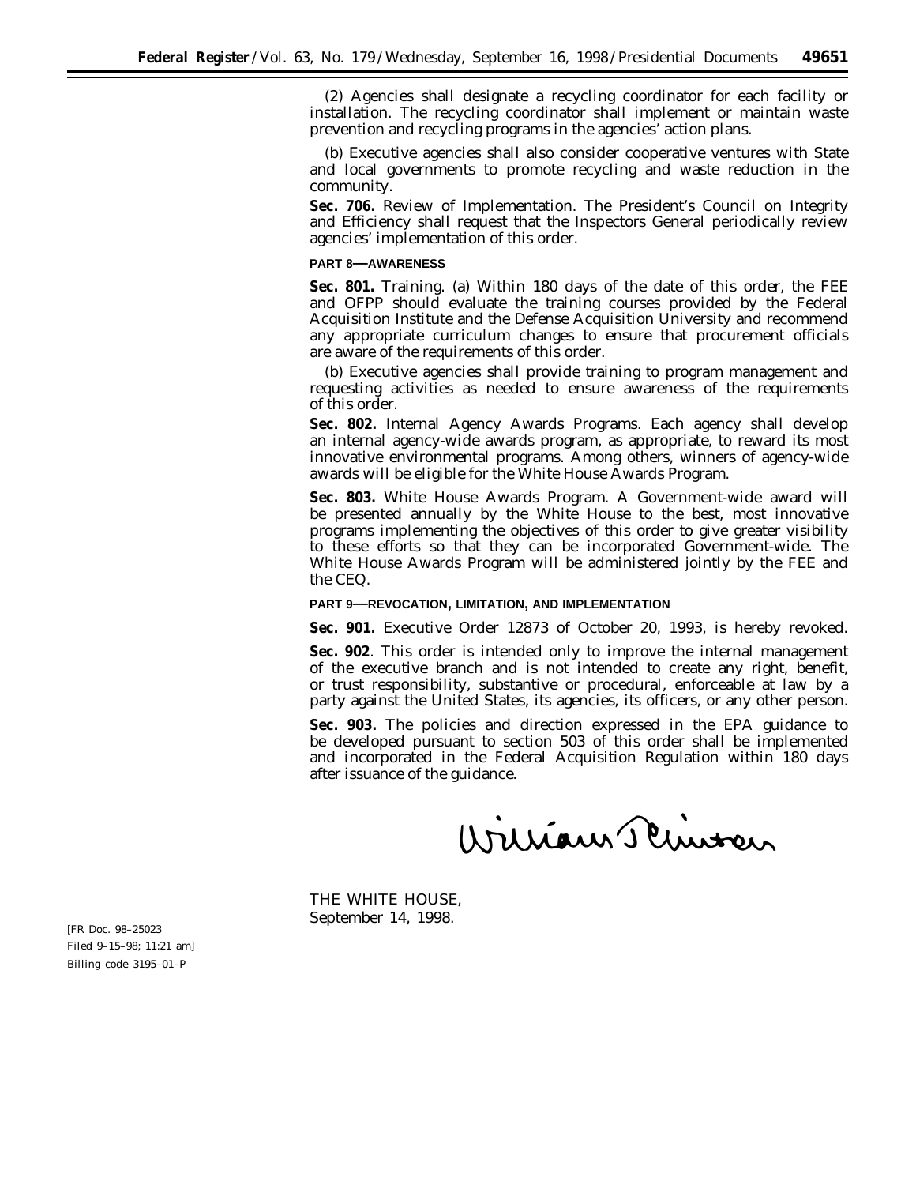(2) Agencies shall designate a recycling coordinator for each facility or installation. The recycling coordinator shall implement or maintain waste prevention and recycling programs in the agencies' action plans.

(b) Executive agencies shall also consider cooperative ventures with State and local governments to promote recycling and waste reduction in the community.

**Sec. 706.** Review of Implementation. The President's Council on Integrity and Efficiency shall request that the Inspectors General periodically review agencies' implementation of this order.

**PART 8—AWARENESS**

**Sec. 801.** Training. (a) Within 180 days of the date of this order, the FEE and OFPP should evaluate the training courses provided by the Federal Acquisition Institute and the Defense Acquisition University and recommend any appropriate curriculum changes to ensure that procurement officials are aware of the requirements of this order.

(b) Executive agencies shall provide training to program management and requesting activities as needed to ensure awareness of the requirements of this order.

**Sec. 802.** Internal Agency Awards Programs. Each agency shall develop an internal agency-wide awards program, as appropriate, to reward its most innovative environmental programs. Among others, winners of agency-wide awards will be eligible for the White House Awards Program.

**Sec. 803.** White House Awards Program. A Government-wide award will be presented annually by the White House to the best, most innovative programs implementing the objectives of this order to give greater visibility to these efforts so that they can be incorporated Government-wide. The White House Awards Program will be administered jointly by the FEE and the CEQ.

**PART 9—REVOCATION, LIMITATION, AND IMPLEMENTATION**

**Sec. 901.** Executive Order 12873 of October 20, 1993, is hereby revoked.

**Sec. 902**. This order is intended only to improve the internal management of the executive branch and is not intended to create any right, benefit, or trust responsibility, substantive or procedural, enforceable at law by a party against the United States, its agencies, its officers, or any other person.

**Sec. 903.** The policies and direction expressed in the EPA guidance to be developed pursuant to section 503 of this order shall be implemented and incorporated in the Federal Acquisition Regulation within 180 days after issuance of the guidance.

William J. Clinton

THE WHITE HOUSE,
September 14, 1998.

[FR Doc. 98–25023
Filed 9–15–98; 11:21 am]
Billing code 3195–01–P